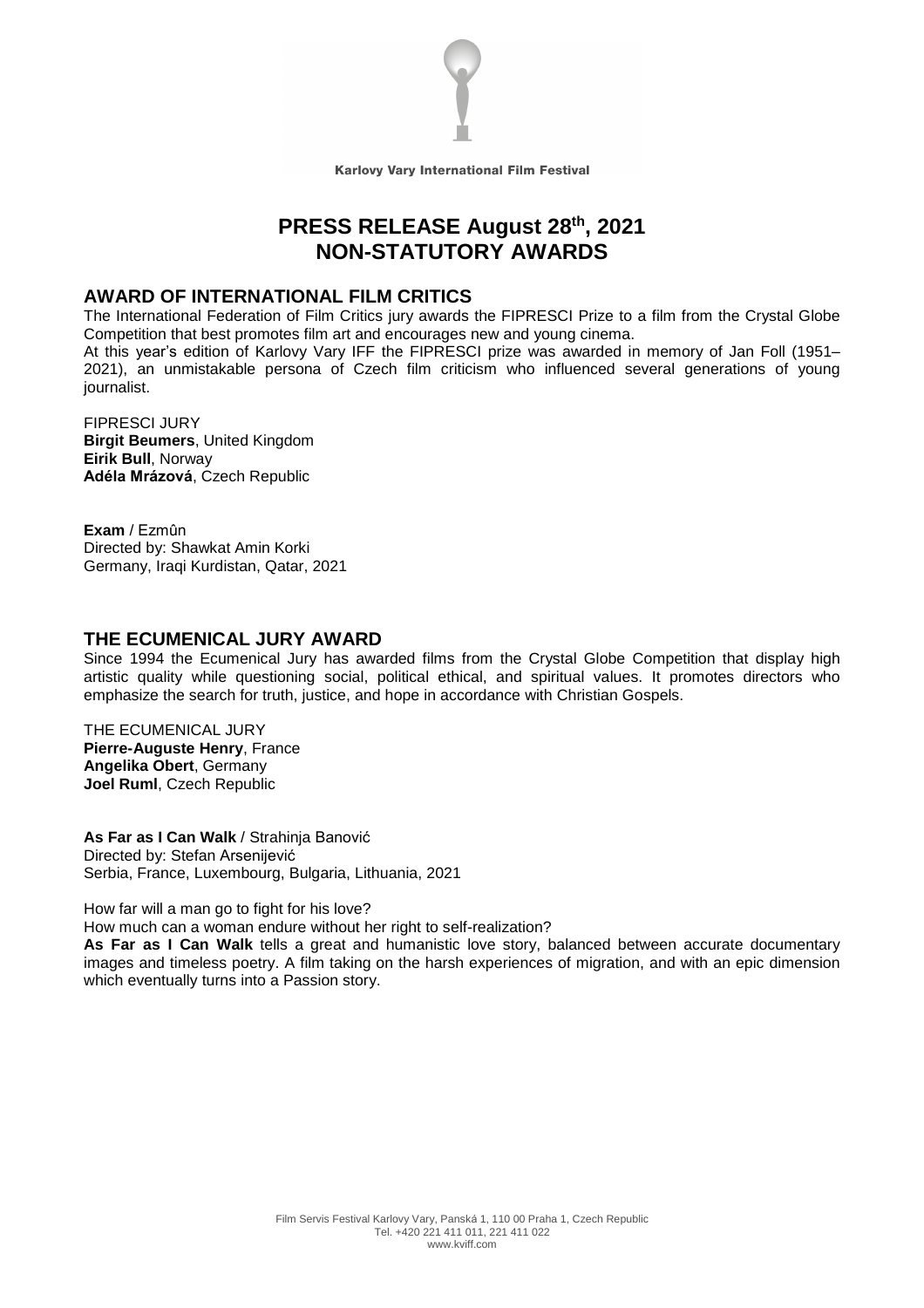Karlovy Vary International Film Festival

# PRESS RELEASE August 28th, 2021
# NON-STATUTORY AWARDS

## AWARD OF INTERNATIONAL FILM CRITICS

The International Federation of Film Critics jury awards the FIPRESCI Prize to a film from the Crystal Globe Competition that best promotes film art and encourages new and young cinema.
At this year's edition of Karlovy Vary IFF the FIPRESCI prize was awarded in memory of Jan Foll (1951–2021), an unmistakable persona of Czech film criticism who influenced several generations of young journalist.

FIPRESCI JURY
**Birgit Beumers**, United Kingdom
**Eirik Bull**, Norway
**Adéla Mrázová**, Czech Republic

**Exam** / Ezmûn
Directed by: Shawkat Amin Korki
Germany, Iraqi Kurdistan, Qatar, 2021

## THE ECUMENICAL JURY AWARD

Since 1994 the Ecumenical Jury has awarded films from the Crystal Globe Competition that display high artistic quality while questioning social, political ethical, and spiritual values. It promotes directors who emphasize the search for truth, justice, and hope in accordance with Christian Gospels.

THE ECUMENICAL JURY
**Pierre-Auguste Henry**, France
**Angelika Obert**, Germany
**Joel Ruml**, Czech Republic

**As Far as I Can Walk** / Strahinja Banović
Directed by: Stefan Arsenijević
Serbia, France, Luxembourg, Bulgaria, Lithuania, 2021

How far will a man go to fight for his love?
How much can a woman endure without her right to self-realization?
**As Far as I Can Walk** tells a great and humanistic love story, balanced between accurate documentary images and timeless poetry. A film taking on the harsh experiences of migration, and with an epic dimension which eventually turns into a Passion story.

Film Servis Festival Karlovy Vary, Panská 1, 110 00 Praha 1, Czech Republic
Tel. +420 221 411 011, 221 411 022
www.kviff.com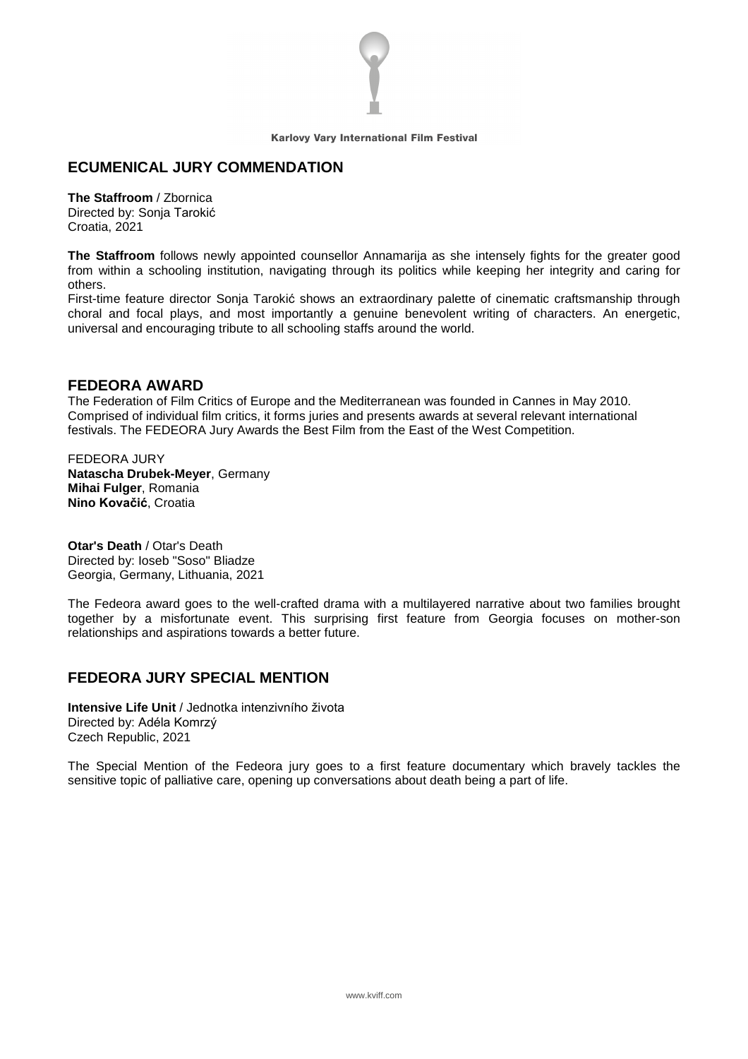## ECUMENICAL JURY COMMENDATION

**The Staffroom** / Zbornica
Directed by: Sonja Tarokić
Croatia, 2021

**The Staffroom** follows newly appointed counsellor Annamarija as she intensely fights for the greater good from within a schooling institution, navigating through its politics while keeping her integrity and caring for others.
First-time feature director Sonja Tarokić shows an extraordinary palette of cinematic craftsmanship through choral and focal plays, and most importantly a genuine benevolent writing of characters. An energetic, universal and encouraging tribute to all schooling staffs around the world.

## FEDEORA AWARD

The Federation of Film Critics of Europe and the Mediterranean was founded in Cannes in May 2010. Comprised of individual film critics, it forms juries and presents awards at several relevant international festivals. The FEDEORA Jury Awards the Best Film from the East of the West Competition.

FEDEORA JURY
**Natascha Drubek-Meyer**, Germany
**Mihai Fulger**, Romania
**Nino Kovačić**, Croatia

**Otar's Death** / Otar's Death
Directed by: Ioseb "Soso" Bliadze
Georgia, Germany, Lithuania, 2021

The Fedeora award goes to the well-crafted drama with a multilayered narrative about two families brought together by a misfortunate event. This surprising first feature from Georgia focuses on mother-son relationships and aspirations towards a better future.

## FEDEORA JURY SPECIAL MENTION

**Intensive Life Unit** / Jednotka intenzivního života
Directed by: Adéla Komrzý
Czech Republic, 2021

The Special Mention of the Fedeora jury goes to a first feature documentary which bravely tackles the sensitive topic of palliative care, opening up conversations about death being a part of life.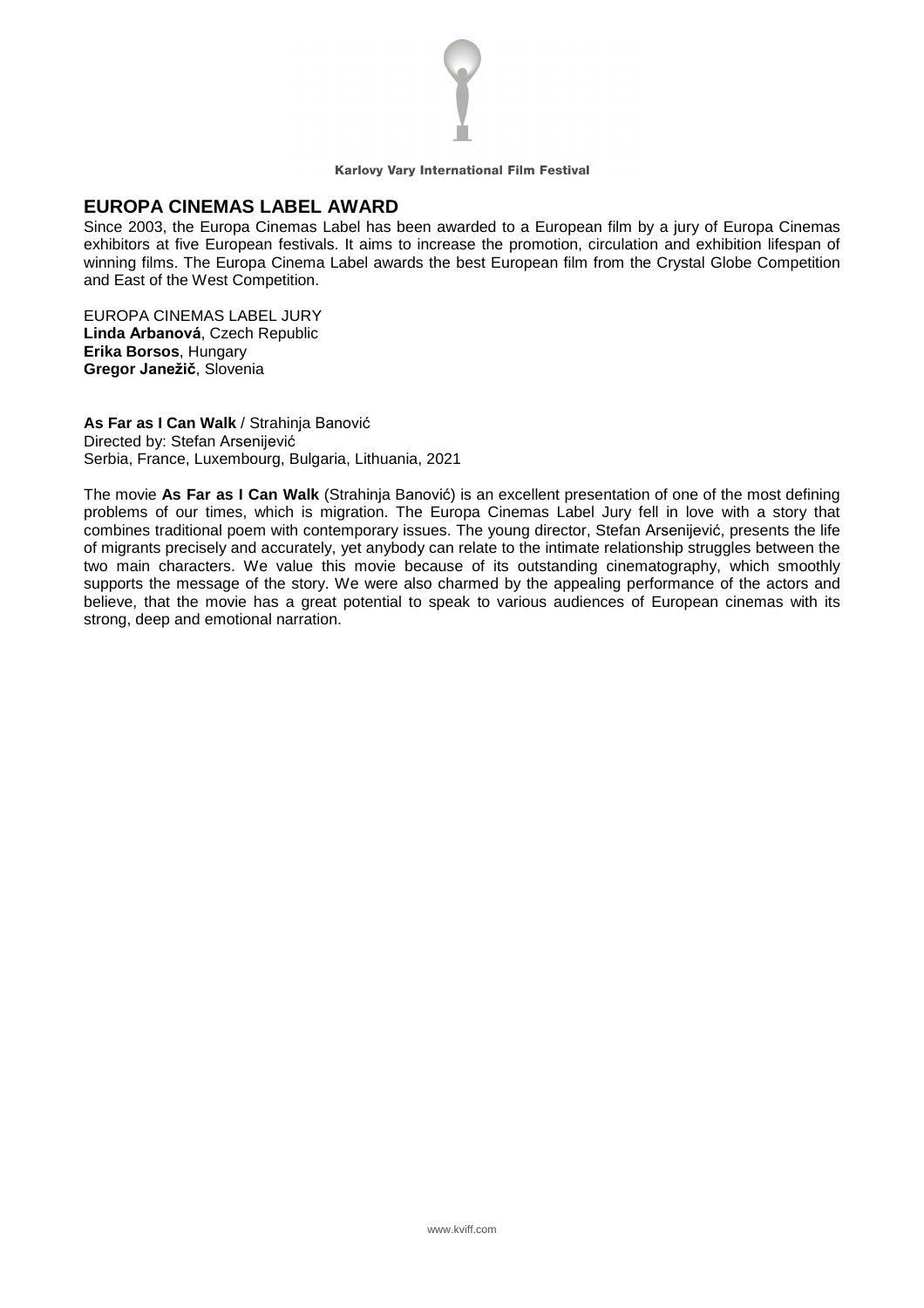## EUROPA CINEMAS LABEL AWARD

Since 2003, the Europa Cinemas Label has been awarded to a European film by a jury of Europa Cinemas exhibitors at five European festivals. It aims to increase the promotion, circulation and exhibition lifespan of winning films. The Europa Cinema Label awards the best European film from the Crystal Globe Competition and East of the West Competition.

EUROPA CINEMAS LABEL JURY
**Linda Arbanová**, Czech Republic
**Erika Borsos**, Hungary
**Gregor Janežič**, Slovenia

**As Far as I Can Walk** / Strahinja Banović
Directed by: Stefan Arsenijević
Serbia, France, Luxembourg, Bulgaria, Lithuania, 2021

The movie **As Far as I Can Walk** (Strahinja Banović) is an excellent presentation of one of the most defining problems of our times, which is migration. The Europa Cinemas Label Jury fell in love with a story that combines traditional poem with contemporary issues. The young director, Stefan Arsenijević, presents the life of migrants precisely and accurately, yet anybody can relate to the intimate relationship struggles between the two main characters. We value this movie because of its outstanding cinematography, which smoothly supports the message of the story. We were also charmed by the appealing performance of the actors and believe, that the movie has a great potential to speak to various audiences of European cinemas with its strong, deep and emotional narration.